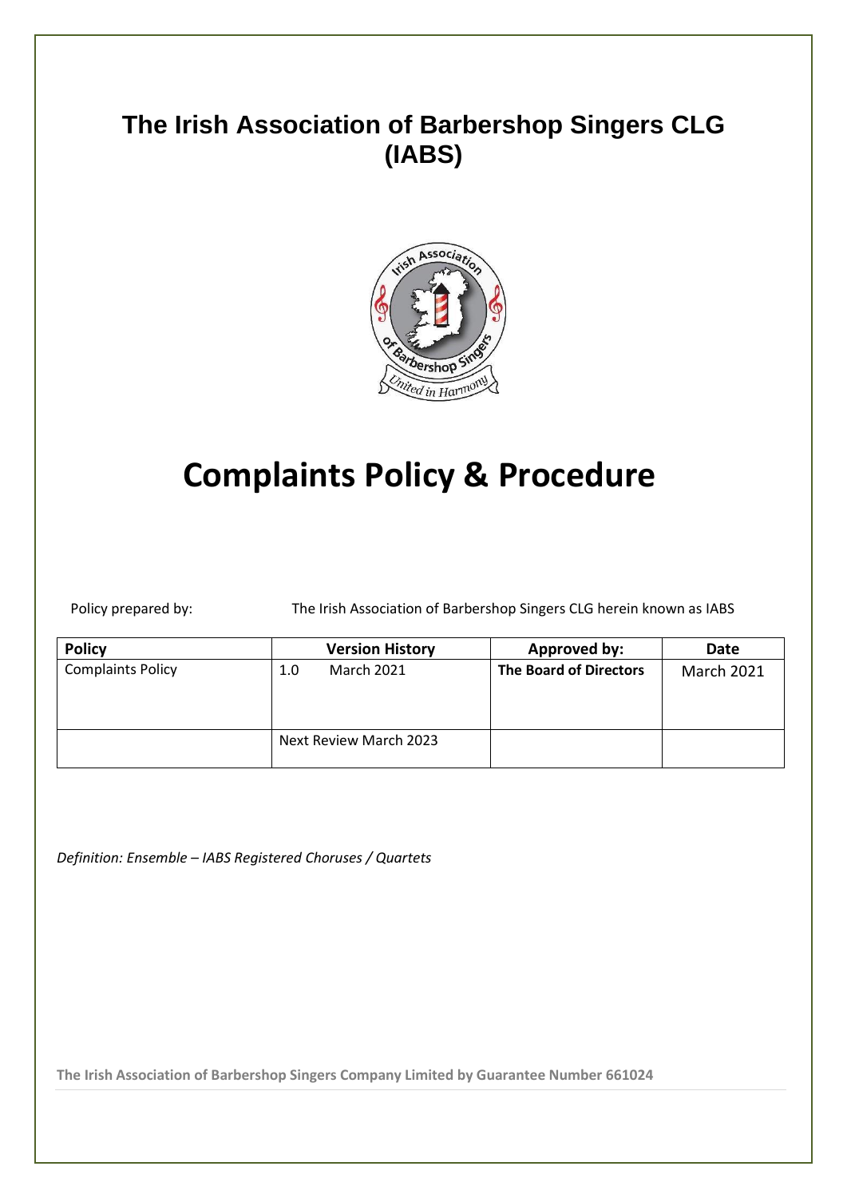# The Irish Association of Barbershop Singers CLG (IABS)

# Complaints Policy & Procedure

Policy prepared by: The Irish Association of Barbershop Singers CLG herein known as IABS

| Policy | Version History | Approved by: | Date |
|---|---|---|---|
| Complaints Policy | 1.0 March 2021 | **The Board of Directors** | March 2021 |
| | Next Review March 2023 | | |

*Definition: Ensemble – IABS Registered Choruses / Quartets*

**The Irish Association of Barbershop Singers Company Limited by Guarantee Number 661024**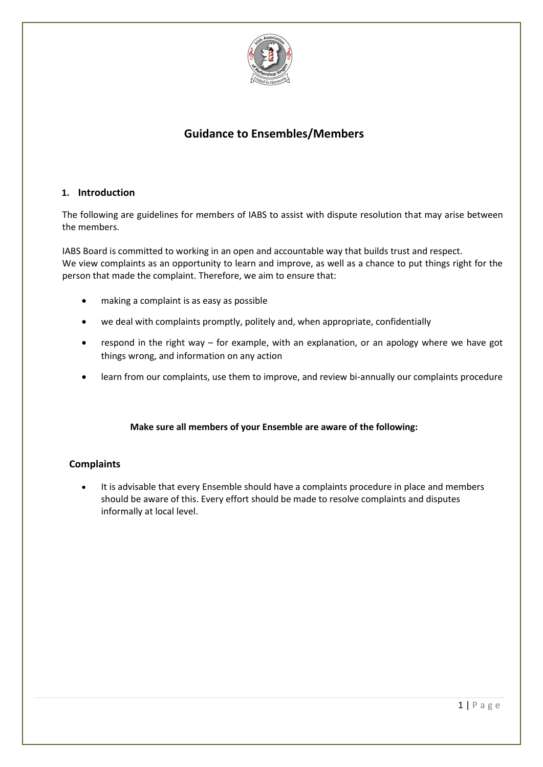## Guidance to Ensembles/Members

### 1. Introduction

The following are guidelines for members of IABS to assist with dispute resolution that may arise between the members.

IABS Board is committed to working in an open and accountable way that builds trust and respect. We view complaints as an opportunity to learn and improve, as well as a chance to put things right for the person that made the complaint. Therefore, we aim to ensure that:

- making a complaint is as easy as possible
- we deal with complaints promptly, politely and, when appropriate, confidentially
- respond in the right way – for example, with an explanation, or an apology where we have got things wrong, and information on any action
- learn from our complaints, use them to improve, and review bi-annually our complaints procedure

**Make sure all members of your Ensemble are aware of the following:**

### Complaints

- It is advisable that every Ensemble should have a complaints procedure in place and members should be aware of this. Every effort should be made to resolve complaints and disputes informally at local level.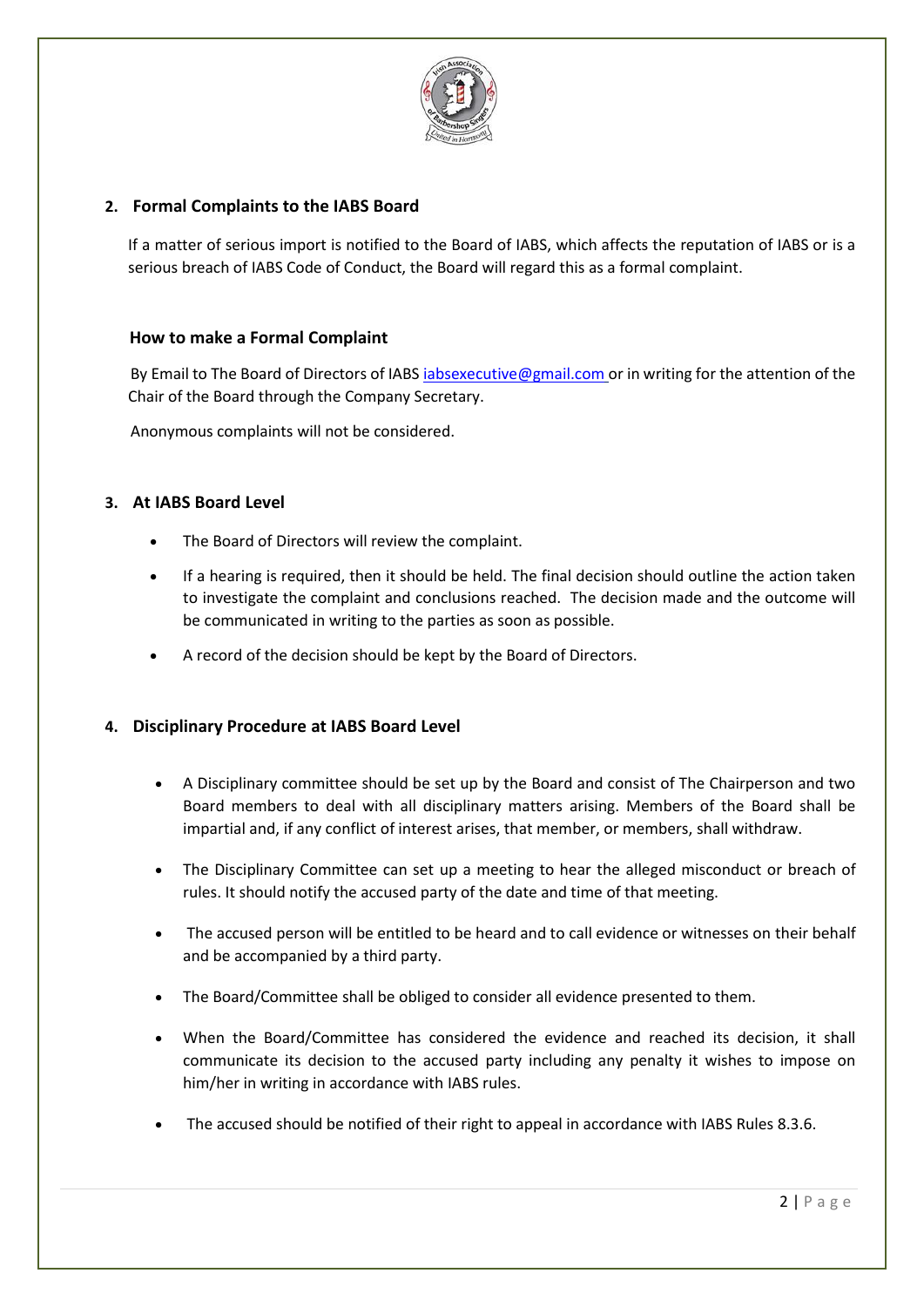## 2. Formal Complaints to the IABS Board

If a matter of serious import is notified to the Board of IABS, which affects the reputation of IABS or is a serious breach of IABS Code of Conduct, the Board will regard this as a formal complaint.

### How to make a Formal Complaint

By Email to The Board of Directors of IABS iabsexecutive@gmail.com or in writing for the attention of the Chair of the Board through the Company Secretary.

Anonymous complaints will not be considered.

## 3. At IABS Board Level

- The Board of Directors will review the complaint.
- If a hearing is required, then it should be held. The final decision should outline the action taken to investigate the complaint and conclusions reached. The decision made and the outcome will be communicated in writing to the parties as soon as possible.
- A record of the decision should be kept by the Board of Directors.

## 4. Disciplinary Procedure at IABS Board Level

- A Disciplinary committee should be set up by the Board and consist of The Chairperson and two Board members to deal with all disciplinary matters arising. Members of the Board shall be impartial and, if any conflict of interest arises, that member, or members, shall withdraw.
- The Disciplinary Committee can set up a meeting to hear the alleged misconduct or breach of rules. It should notify the accused party of the date and time of that meeting.
- The accused person will be entitled to be heard and to call evidence or witnesses on their behalf and be accompanied by a third party.
- The Board/Committee shall be obliged to consider all evidence presented to them.
- When the Board/Committee has considered the evidence and reached its decision, it shall communicate its decision to the accused party including any penalty it wishes to impose on him/her in writing in accordance with IABS rules.
- The accused should be notified of their right to appeal in accordance with IABS Rules 8.3.6.